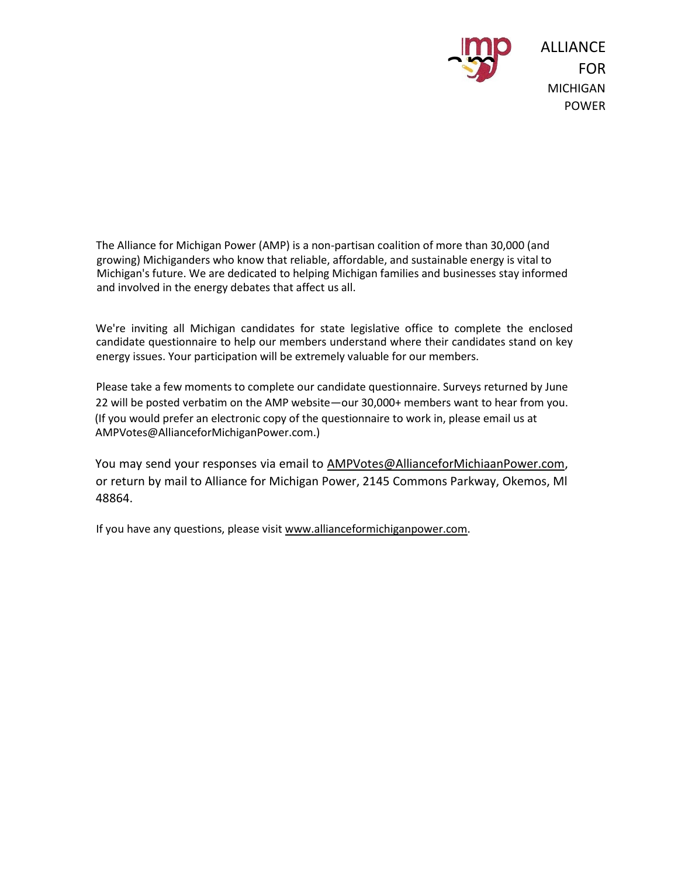ALLIANCE
FOR
MICHIGAN
POWER

The Alliance for Michigan Power (AMP) is a non-partisan coalition of more than 30,000 (and growing) Michiganders who know that reliable, affordable, and sustainable energy is vital to Michigan's future. We are dedicated to helping Michigan families and businesses stay informed and involved in the energy debates that affect us all.

We're inviting all Michigan candidates for state legislative office to complete the enclosed candidate questionnaire to help our members understand where their candidates stand on key energy issues. Your participation will be extremely valuable for our members.

Please take a few moments to complete our candidate questionnaire. Surveys returned by June 22 will be posted verbatim on the AMP website—our 30,000+ members want to hear from you. (If you would prefer an electronic copy of the questionnaire to work in, please email us at AMPVotes@AllianceforMichiganPower.com.)

You may send your responses via email to AMPVotes@AllianceforMichiaanPower.com, or return by mail to Alliance for Michigan Power, 2145 Commons Parkway, Okemos, Ml 48864.

If you have any questions, please visit www.allianceformichiganpower.com.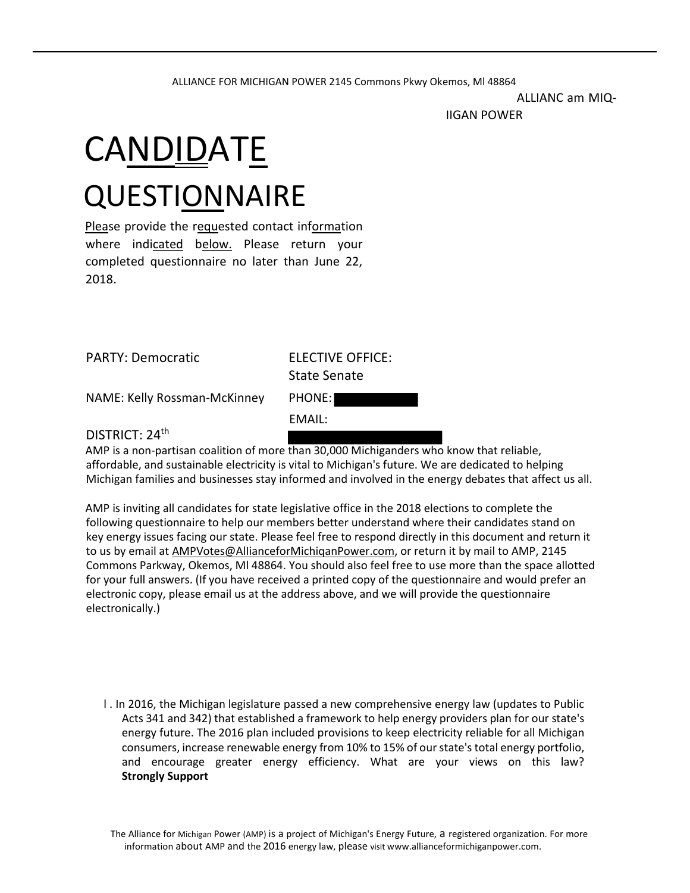ALLIANCE FOR MICHIGAN POWER 2145 Commons Pkwy Okemos, Ml 48864

ALLIANC am MIQ-
IIGAN POWER

# CANDIDATE QUESTIONNAIRE

Please provide the requested contact information where indicated below. Please return your completed questionnaire no later than June 22, 2018.

PARTY: Democratic

ELECTIVE OFFICE: State Senate

NAME: Kelly Rossman-McKinney

PHONE:

EMAIL:

DISTRICT: 24th

AMP is a non-partisan coalition of more than 30,000 Michiganders who know that reliable, affordable, and sustainable electricity is vital to Michigan's future. We are dedicated to helping Michigan families and businesses stay informed and involved in the energy debates that affect us all.

AMP is inviting all candidates for state legislative office in the 2018 elections to complete the following questionnaire to help our members better understand where their candidates stand on key energy issues facing our state. Please feel free to respond directly in this document and return it to us by email at AMPVotes@AllianceforMichiqanPower.com, or return it by mail to AMP, 2145 Commons Parkway, Okemos, Ml 48864. You should also feel free to use more than the space allotted for your full answers. (If you have received a printed copy of the questionnaire and would prefer an electronic copy, please email us at the address above, and we will provide the questionnaire electronically.)

l. In 2016, the Michigan legislature passed a new comprehensive energy law (updates to Public Acts 341 and 342) that established a framework to help energy providers plan for our state's energy future. The 2016 plan included provisions to keep electricity reliable for all Michigan consumers, increase renewable energy from 10% to 15% of our state's total energy portfolio, and encourage greater energy efficiency. What are your views on this law? **Strongly Support**

The Alliance for Michigan Power (AMP) is a project of Michigan's Energy Future, a registered organization. For more information about AMP and the 2016 energy law, please visit www.allianceformichiganpower.com.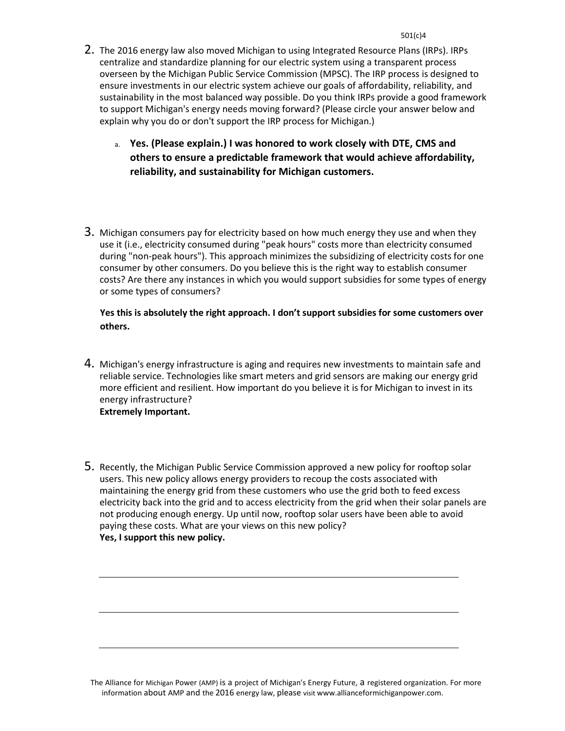501(c)4

2. The 2016 energy law also moved Michigan to using Integrated Resource Plans (IRPs). IRPs centralize and standardize planning for our electric system using a transparent process overseen by the Michigan Public Service Commission (MPSC). The IRP process is designed to ensure investments in our electric system achieve our goals of affordability, reliability, and sustainability in the most balanced way possible. Do you think IRPs provide a good framework to support Michigan's energy needs moving forward? (Please circle your answer below and explain why you do or don't support the IRP process for Michigan.)

   a. **Yes. (Please explain.) I was honored to work closely with DTE, CMS and others to ensure a predictable framework that would achieve affordability, reliability, and sustainability for Michigan customers.**

3. Michigan consumers pay for electricity based on how much energy they use and when they use it (i.e., electricity consumed during "peak hours" costs more than electricity consumed during "non-peak hours"). This approach minimizes the subsidizing of electricity costs for one consumer by other consumers. Do you believe this is the right way to establish consumer costs? Are there any instances in which you would support subsidies for some types of energy or some types of consumers?

   **Yes this is absolutely the right approach. I don't support subsidies for some customers over others.**

4. Michigan's energy infrastructure is aging and requires new investments to maintain safe and reliable service. Technologies like smart meters and grid sensors are making our energy grid more efficient and resilient. How important do you believe it is for Michigan to invest in its energy infrastructure?
   **Extremely Important.**

5. Recently, the Michigan Public Service Commission approved a new policy for rooftop solar users. This new policy allows energy providers to recoup the costs associated with maintaining the energy grid from these customers who use the grid both to feed excess electricity back into the grid and to access electricity from the grid when their solar panels are not producing enough energy. Up until now, rooftop solar users have been able to avoid paying these costs. What are your views on this new policy?
   **Yes, I support this new policy.**

The Alliance for Michigan Power (AMP) is a project of Michigan's Energy Future, a registered organization. For more information about AMP and the 2016 energy law, please visit www.allianceformichiganpower.com.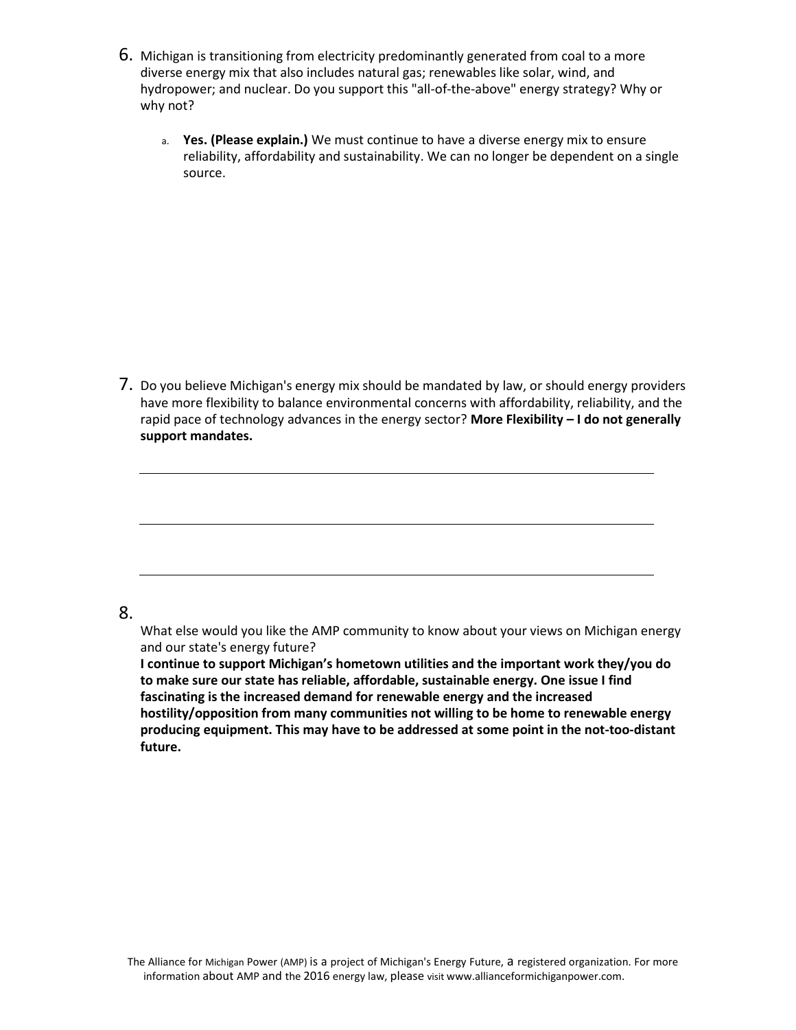6. Michigan is transitioning from electricity predominantly generated from coal to a more diverse energy mix that also includes natural gas; renewables like solar, wind, and hydropower; and nuclear. Do you support this "all-of-the-above" energy strategy? Why or why not?

   a. **Yes. (Please explain.)** We must continue to have a diverse energy mix to ensure reliability, affordability and sustainability. We can no longer be dependent on a single source.

7. Do you believe Michigan's energy mix should be mandated by law, or should energy providers have more flexibility to balance environmental concerns with affordability, reliability, and the rapid pace of technology advances in the energy sector? **More Flexibility – I do not generally support mandates.**

8. What else would you like the AMP community to know about your views on Michigan energy and our state's energy future?

   **I continue to support Michigan's hometown utilities and the important work they/you do to make sure our state has reliable, affordable, sustainable energy. One issue I find fascinating is the increased demand for renewable energy and the increased hostility/opposition from many communities not willing to be home to renewable energy producing equipment. This may have to be addressed at some point in the not-too-distant future.**

The Alliance for Michigan Power (AMP) is a project of Michigan's Energy Future, a registered organization. For more information about AMP and the 2016 energy law, please visit www.allianceformichiganpower.com.